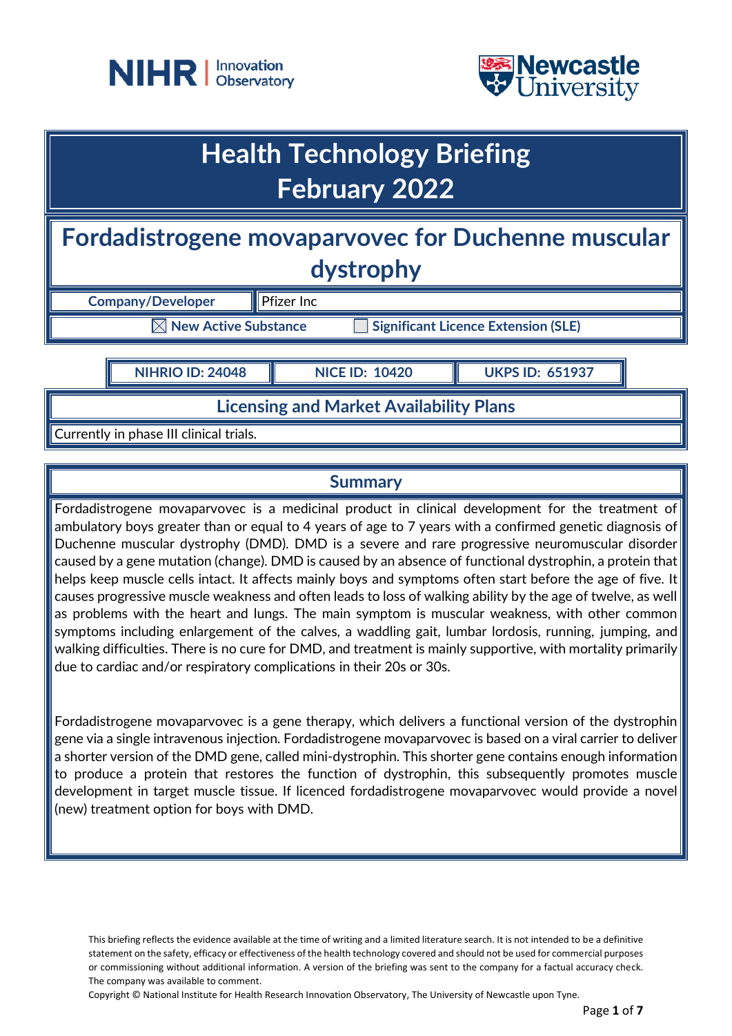NIHR | Innovation Observatory

Newcastle University

# Health Technology Briefing
# February 2022

## Fordadistrogene movaparvovec for Duchenne muscular dystrophy

| Company/Developer | Pfizer Inc |
|---|---|

☒ New Active Substance ☐ Significant Licence Extension (SLE)

| NIHRIO ID: 24048 | NICE ID: 10420 | UKPS ID: 651937 |
|---|---|---|

### Licensing and Market Availability Plans

Currently in phase III clinical trials.

### Summary

Fordadistrogene movaparvovec is a medicinal product in clinical development for the treatment of ambulatory boys greater than or equal to 4 years of age to 7 years with a confirmed genetic diagnosis of Duchenne muscular dystrophy (DMD). DMD is a severe and rare progressive neuromuscular disorder caused by a gene mutation (change). DMD is caused by an absence of functional dystrophin, a protein that helps keep muscle cells intact. It affects mainly boys and symptoms often start before the age of five. It causes progressive muscle weakness and often leads to loss of walking ability by the age of twelve, as well as problems with the heart and lungs. The main symptom is muscular weakness, with other common symptoms including enlargement of the calves, a waddling gait, lumbar lordosis, running, jumping, and walking difficulties. There is no cure for DMD, and treatment is mainly supportive, with mortality primarily due to cardiac and/or respiratory complications in their 20s or 30s.

Fordadistrogene movaparvovec is a gene therapy, which delivers a functional version of the dystrophin gene via a single intravenous injection. Fordadistrogene movaparvovec is based on a viral carrier to deliver a shorter version of the DMD gene, called mini-dystrophin. This shorter gene contains enough information to produce a protein that restores the function of dystrophin, this subsequently promotes muscle development in target muscle tissue. If licenced fordadistrogene movaparvovec would provide a novel (new) treatment option for boys with DMD.

This briefing reflects the evidence available at the time of writing and a limited literature search. It is not intended to be a definitive statement on the safety, efficacy or effectiveness of the health technology covered and should not be used for commercial purposes or commissioning without additional information. A version of the briefing was sent to the company for a factual accuracy check. The company was available to comment.

Copyright © National Institute for Health Research Innovation Observatory, The University of Newcastle upon Tyne.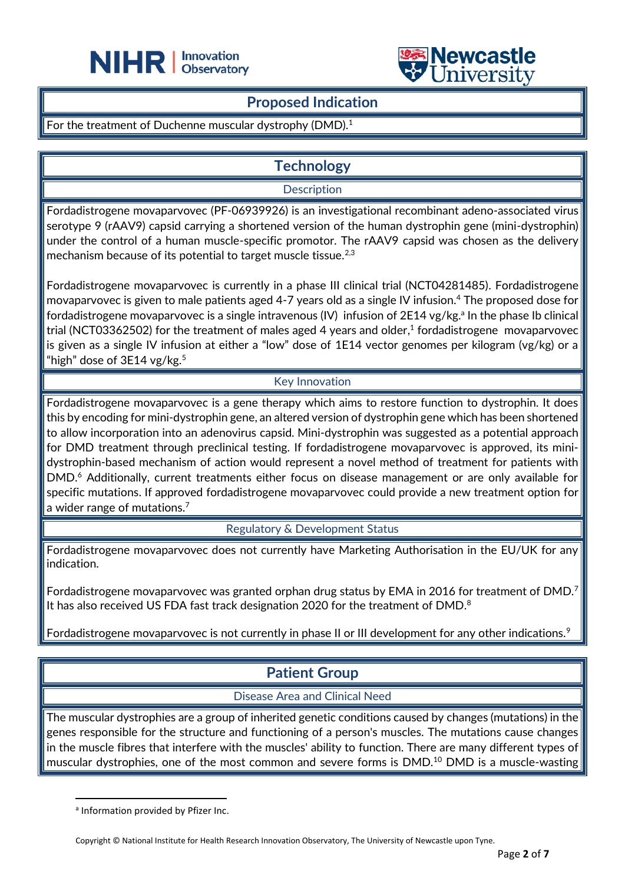## Proposed Indication

For the treatment of Duchenne muscular dystrophy (DMD).[1]

## Technology

### Description

Fordadistrogene movaparvovec (PF-06939926) is an investigational recombinant adeno-associated virus serotype 9 (rAAV9) capsid carrying a shortened version of the human dystrophin gene (mini-dystrophin) under the control of a human muscle-specific promotor. The rAAV9 capsid was chosen as the delivery mechanism because of its potential to target muscle tissue.[2,3]

Fordadistrogene movaparvovec is currently in a phase III clinical trial (NCT04281485). Fordadistrogene movaparvovec is given to male patients aged 4-7 years old as a single IV infusion.[4] The proposed dose for fordadistrogene movaparvovec is a single intravenous (IV) infusion of 2E14 vg/kg.[a] In the phase Ib clinical trial (NCT03362502) for the treatment of males aged 4 years and older,[1] fordadistrogene movaparvovec is given as a single IV infusion at either a "low" dose of 1E14 vector genomes per kilogram (vg/kg) or a "high" dose of 3E14 vg/kg.[5]

### Key Innovation

Fordadistrogene movaparvovec is a gene therapy which aims to restore function to dystrophin. It does this by encoding for mini-dystrophin gene, an altered version of dystrophin gene which has been shortened to allow incorporation into an adenovirus capsid. Mini-dystrophin was suggested as a potential approach for DMD treatment through preclinical testing. If fordadistrogene movaparvovec is approved, its mini-dystrophin-based mechanism of action would represent a novel method of treatment for patients with DMD.[6] Additionally, current treatments either focus on disease management or are only available for specific mutations. If approved fordadistrogene movaparvovec could provide a new treatment option for a wider range of mutations.[7]

### Regulatory & Development Status

Fordadistrogene movaparvovec does not currently have Marketing Authorisation in the EU/UK for any indication.

Fordadistrogene movaparvovec was granted orphan drug status by EMA in 2016 for treatment of DMD.[7] It has also received US FDA fast track designation 2020 for the treatment of DMD.[8]

Fordadistrogene movaparvovec is not currently in phase II or III development for any other indications.[9]

## Patient Group

### Disease Area and Clinical Need

The muscular dystrophies are a group of inherited genetic conditions caused by changes (mutations) in the genes responsible for the structure and functioning of a person's muscles. The mutations cause changes in the muscle fibres that interfere with the muscles' ability to function. There are many different types of muscular dystrophies, one of the most common and severe forms is DMD.[10] DMD is a muscle-wasting

---

[a] Information provided by Pfizer Inc.

Copyright © National Institute for Health Research Innovation Observatory, The University of Newcastle upon Tyne.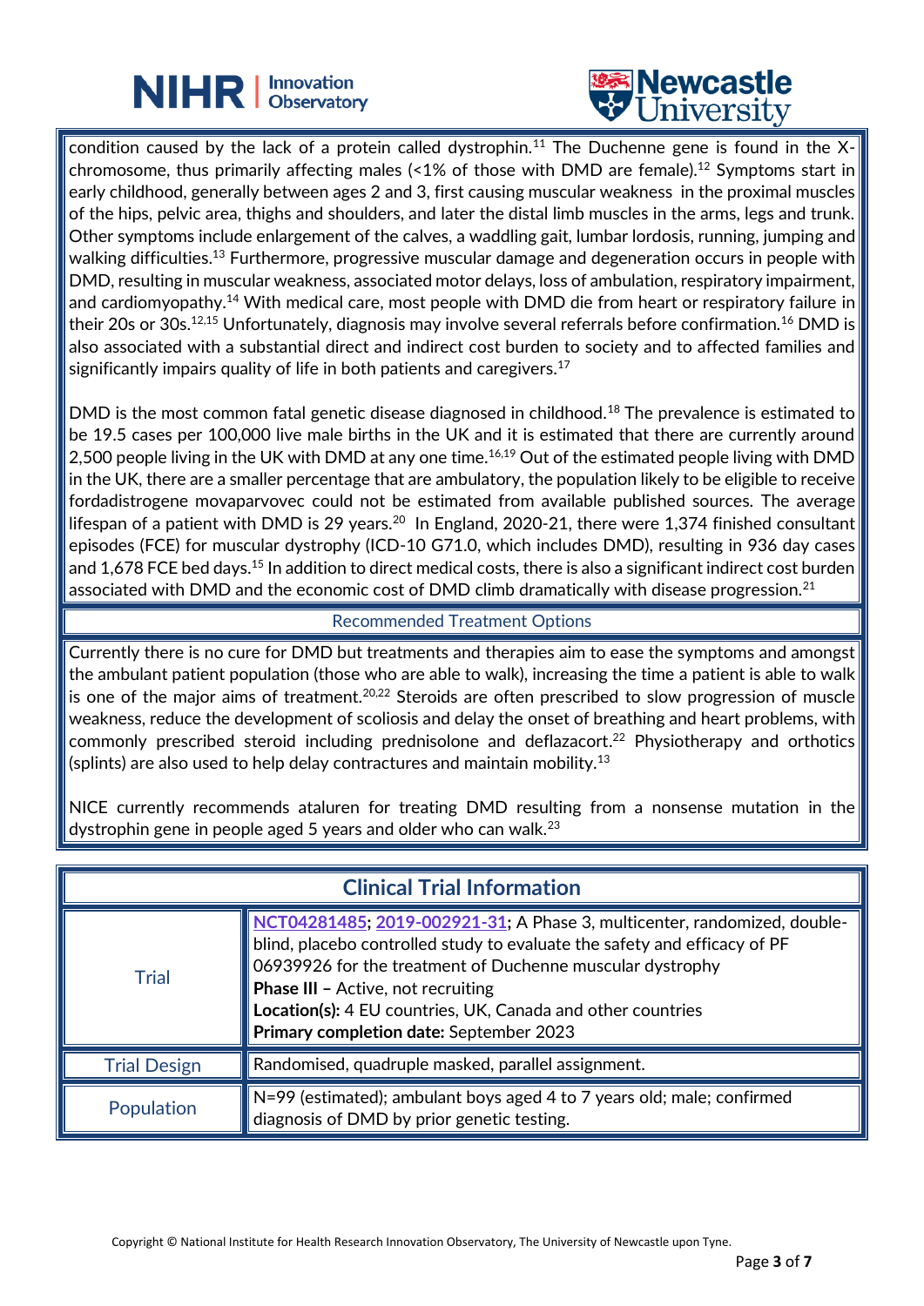condition caused by the lack of a protein called dystrophin.[11] The Duchenne gene is found in the X-chromosome, thus primarily affecting males (<1% of those with DMD are female).[12] Symptoms start in early childhood, generally between ages 2 and 3, first causing muscular weakness in the proximal muscles of the hips, pelvic area, thighs and shoulders, and later the distal limb muscles in the arms, legs and trunk. Other symptoms include enlargement of the calves, a waddling gait, lumbar lordosis, running, jumping and walking difficulties.[13] Furthermore, progressive muscular damage and degeneration occurs in people with DMD, resulting in muscular weakness, associated motor delays, loss of ambulation, respiratory impairment, and cardiomyopathy.[14] With medical care, most people with DMD die from heart or respiratory failure in their 20s or 30s.[12,15] Unfortunately, diagnosis may involve several referrals before confirmation.[16] DMD is also associated with a substantial direct and indirect cost burden to society and to affected families and significantly impairs quality of life in both patients and caregivers.[17]

DMD is the most common fatal genetic disease diagnosed in childhood.[18] The prevalence is estimated to be 19.5 cases per 100,000 live male births in the UK and it is estimated that there are currently around 2,500 people living in the UK with DMD at any one time.[16,19] Out of the estimated people living with DMD in the UK, there are a smaller percentage that are ambulatory, the population likely to be eligible to receive fordadistrogene movaparvovec could not be estimated from available published sources. The average lifespan of a patient with DMD is 29 years.[20] In England, 2020-21, there were 1,374 finished consultant episodes (FCE) for muscular dystrophy (ICD-10 G71.0, which includes DMD), resulting in 936 day cases and 1,678 FCE bed days.[15] In addition to direct medical costs, there is also a significant indirect cost burden associated with DMD and the economic cost of DMD climb dramatically with disease progression.[21]

## Recommended Treatment Options

Currently there is no cure for DMD but treatments and therapies aim to ease the symptoms and amongst the ambulant patient population (those who are able to walk), increasing the time a patient is able to walk is one of the major aims of treatment.[20,22] Steroids are often prescribed to slow progression of muscle weakness, reduce the development of scoliosis and delay the onset of breathing and heart problems, with commonly prescribed steroid including prednisolone and deflazacort.[22] Physiotherapy and orthotics (splints) are also used to help delay contractures and maintain mobility.[13]

NICE currently recommends ataluren for treating DMD resulting from a nonsense mutation in the dystrophin gene in people aged 5 years and older who can walk.[23]

## Clinical Trial Information

| | |
|---|---|
| Trial | **NCT04281485**; **2019-002921-31**; A Phase 3, multicenter, randomized, double-blind, placebo controlled study to evaluate the safety and efficacy of PF 06939926 for the treatment of Duchenne muscular dystrophy<br>**Phase III** – Active, not recruiting<br>**Location(s):** 4 EU countries, UK, Canada and other countries<br>**Primary completion date:** September 2023 |
| Trial Design | Randomised, quadruple masked, parallel assignment. |
| Population | N=99 (estimated); ambulant boys aged 4 to 7 years old; male; confirmed diagnosis of DMD by prior genetic testing. |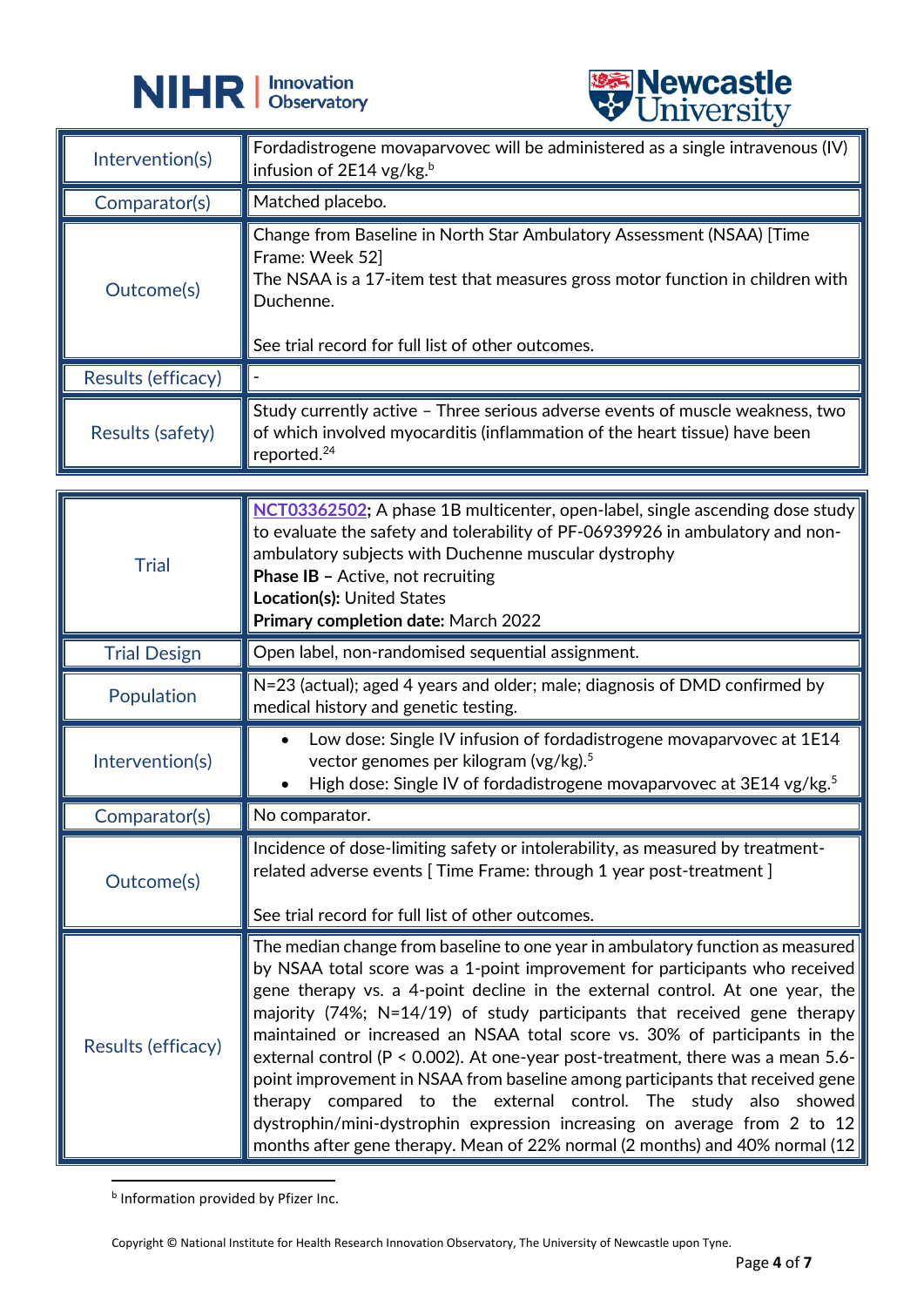| | |
|---|---|
| Intervention(s) | Fordadistrogene movaparvovec will be administered as a single intravenous (IV) infusion of 2E14 vg/kg.[b] |
| Comparator(s) | Matched placebo. |
| Outcome(s) | Change from Baseline in North Star Ambulatory Assessment (NSAA) [Time Frame: Week 52]<br>The NSAA is a 17-item test that measures gross motor function in children with Duchenne.<br><br>See trial record for full list of other outcomes. |
| Results (efficacy) | - |
| Results (safety) | Study currently active – Three serious adverse events of muscle weakness, two of which involved myocarditis (inflammation of the heart tissue) have been reported.[24] |

| | |
|---|---|
| Trial | **NCT03362502;** A phase 1B multicenter, open-label, single ascending dose study to evaluate the safety and tolerability of PF-06939926 in ambulatory and non-ambulatory subjects with Duchenne muscular dystrophy<br>**Phase IB –** Active, not recruiting<br>**Location(s):** United States<br>**Primary completion date:** March 2022 |
| Trial Design | Open label, non-randomised sequential assignment. |
| Population | N=23 (actual); aged 4 years and older; male; diagnosis of DMD confirmed by medical history and genetic testing. |
| Intervention(s) | • Low dose: Single IV infusion of fordadistrogene movaparvovec at 1E14 vector genomes per kilogram (vg/kg).[5]<br>• High dose: Single IV of fordadistrogene movaparvovec at 3E14 vg/kg.[5] |
| Comparator(s) | No comparator. |
| Outcome(s) | Incidence of dose-limiting safety or intolerability, as measured by treatment-related adverse events [ Time Frame: through 1 year post-treatment ]<br><br>See trial record for full list of other outcomes. |
| Results (efficacy) | The median change from baseline to one year in ambulatory function as measured by NSAA total score was a 1-point improvement for participants who received gene therapy vs. a 4-point decline in the external control. At one year, the majority (74%; N=14/19) of study participants that received gene therapy maintained or increased an NSAA total score vs. 30% of participants in the external control ($P < 0.002$). At one-year post-treatment, there was a mean 5.6-point improvement in NSAA from baseline among participants that received gene therapy compared to the external control. The study also showed dystrophin/mini-dystrophin expression increasing on average from 2 to 12 months after gene therapy. Mean of 22% normal (2 months) and 40% normal (12 |

[b] Information provided by Pfizer Inc.

Copyright © National Institute for Health Research Innovation Observatory, The University of Newcastle upon Tyne.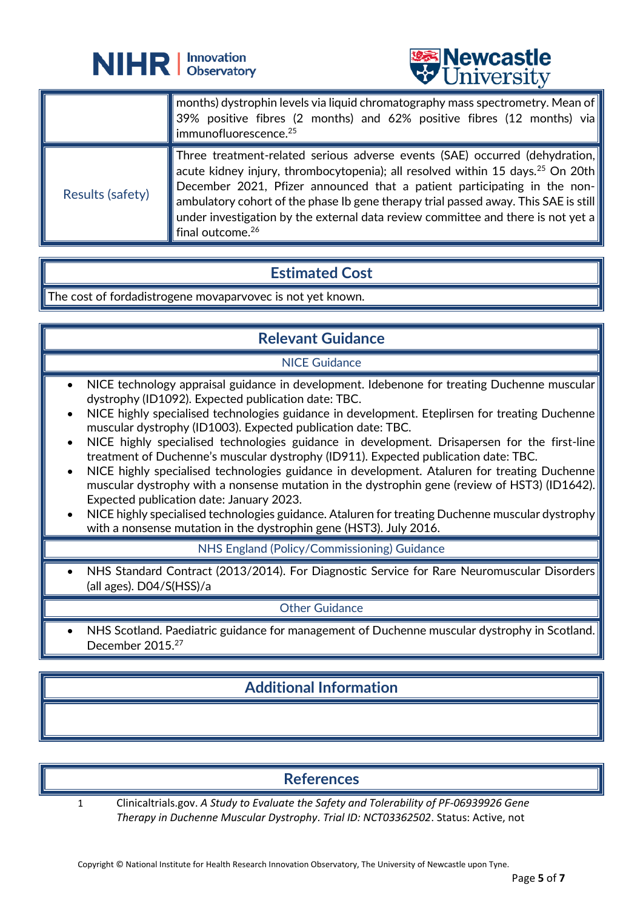| | |
|---|---|
| | months) dystrophin levels via liquid chromatography mass spectrometry. Mean of 39% positive fibres (2 months) and 62% positive fibres (12 months) via immunofluorescence.[25] |
| Results (safety) | Three treatment-related serious adverse events (SAE) occurred (dehydration, acute kidney injury, thrombocytopenia); all resolved within 15 days.[25] On 20th December 2021, Pfizer announced that a patient participating in the non-ambulatory cohort of the phase Ib gene therapy trial passed away. This SAE is still under investigation by the external data review committee and there is not yet a final outcome.[26] |

## Estimated Cost

The cost of fordadistrogene movaparvovec is not yet known.

## Relevant Guidance

### NICE Guidance

- NICE technology appraisal guidance in development. Idebenone for treating Duchenne muscular dystrophy (ID1092). Expected publication date: TBC.
- NICE highly specialised technologies guidance in development. Eteplirsen for treating Duchenne muscular dystrophy (ID1003). Expected publication date: TBC.
- NICE highly specialised technologies guidance in development. Drisapersen for the first-line treatment of Duchenne's muscular dystrophy (ID911). Expected publication date: TBC.
- NICE highly specialised technologies guidance in development. Ataluren for treating Duchenne muscular dystrophy with a nonsense mutation in the dystrophin gene (review of HST3) (ID1642). Expected publication date: January 2023.
- NICE highly specialised technologies guidance. Ataluren for treating Duchenne muscular dystrophy with a nonsense mutation in the dystrophin gene (HST3). July 2016.

### NHS England (Policy/Commissioning) Guidance

- NHS Standard Contract (2013/2014). For Diagnostic Service for Rare Neuromuscular Disorders (all ages). D04/S(HSS)/a

### Other Guidance

- NHS Scotland. Paediatric guidance for management of Duchenne muscular dystrophy in Scotland. December 2015.[27]

## Additional Information

## References

1 Clinicaltrials.gov. *A Study to Evaluate the Safety and Tolerability of PF-06939926 Gene Therapy in Duchenne Muscular Dystrophy*. *Trial ID: NCT03362502*. Status: Active, not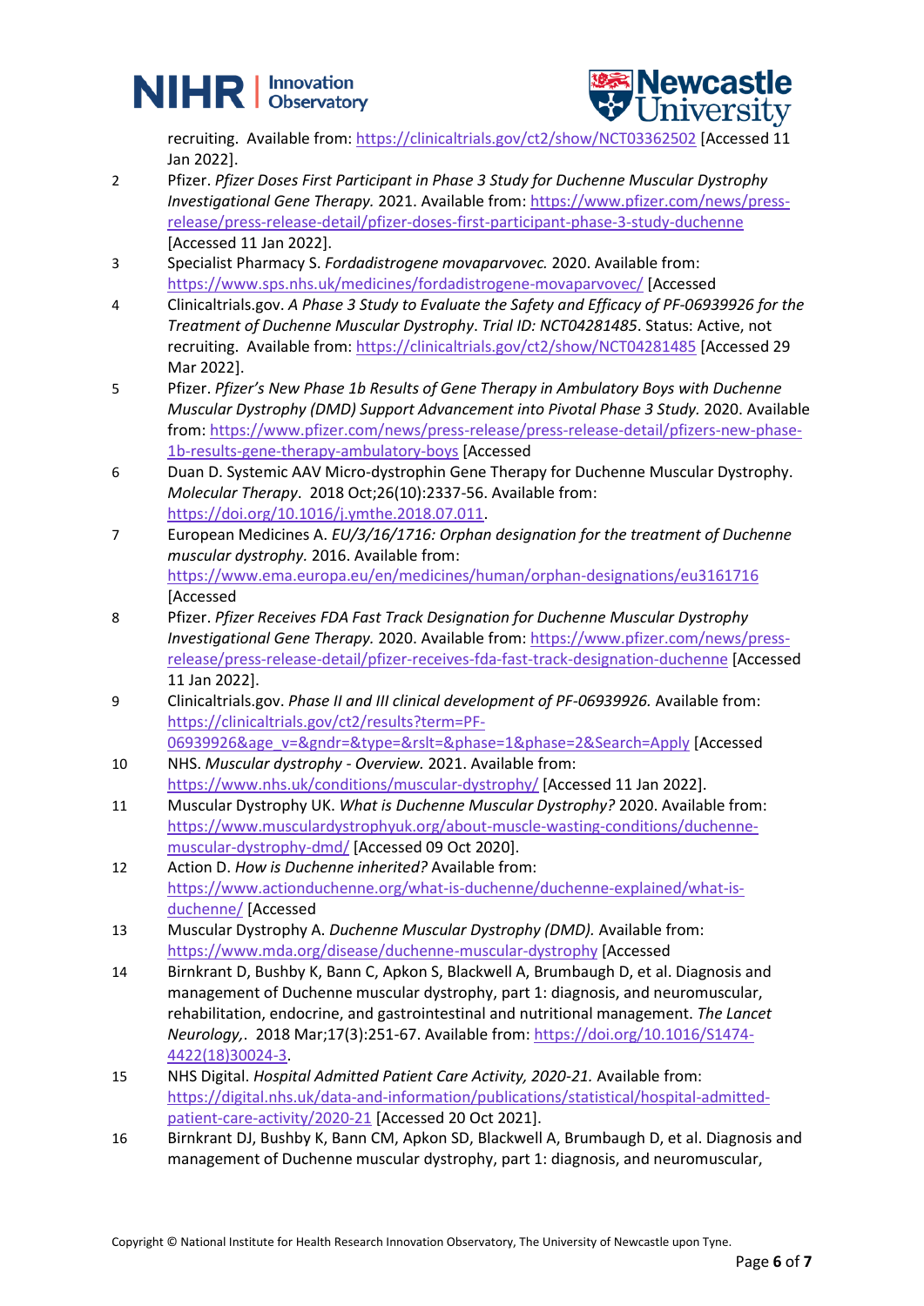recruiting. Available from: https://clinicaltrials.gov/ct2/show/NCT03362502 [Accessed 11 Jan 2022].

2. Pfizer. *Pfizer Doses First Participant in Phase 3 Study for Duchenne Muscular Dystrophy Investigational Gene Therapy.* 2021. Available from: https://www.pfizer.com/news/press-release/press-release-detail/pfizer-doses-first-participant-phase-3-study-duchenne [Accessed 11 Jan 2022].
3. Specialist Pharmacy S. *Fordadistrogene movaparvovec.* 2020. Available from: https://www.sps.nhs.uk/medicines/fordadistrogene-movaparvovec/ [Accessed
4. Clinicaltrials.gov. *A Phase 3 Study to Evaluate the Safety and Efficacy of PF-06939926 for the Treatment of Duchenne Muscular Dystrophy*. *Trial ID: NCT04281485*. Status: Active, not recruiting. Available from: https://clinicaltrials.gov/ct2/show/NCT04281485 [Accessed 29 Mar 2022].
5. Pfizer. *Pfizer's New Phase 1b Results of Gene Therapy in Ambulatory Boys with Duchenne Muscular Dystrophy (DMD) Support Advancement into Pivotal Phase 3 Study.* 2020. Available from: https://www.pfizer.com/news/press-release/press-release-detail/pfizers-new-phase-1b-results-gene-therapy-ambulatory-boys [Accessed
6. Duan D. Systemic AAV Micro-dystrophin Gene Therapy for Duchenne Muscular Dystrophy. *Molecular Therapy*. 2018 Oct;26(10):2337-56. Available from: https://doi.org/10.1016/j.ymthe.2018.07.011.
7. European Medicines A. *EU/3/16/1716: Orphan designation for the treatment of Duchenne muscular dystrophy.* 2016. Available from: https://www.ema.europa.eu/en/medicines/human/orphan-designations/eu3161716 [Accessed
8. Pfizer. *Pfizer Receives FDA Fast Track Designation for Duchenne Muscular Dystrophy Investigational Gene Therapy.* 2020. Available from: https://www.pfizer.com/news/press-release/press-release-detail/pfizer-receives-fda-fast-track-designation-duchenne [Accessed 11 Jan 2022].
9. Clinicaltrials.gov. *Phase II and III clinical development of PF-06939926.* Available from: https://clinicaltrials.gov/ct2/results?term=PF-06939926&age_v=&gndr=&type=&rslt=&phase=1&phase=2&Search=Apply [Accessed
10. NHS. *Muscular dystrophy - Overview.* 2021. Available from: https://www.nhs.uk/conditions/muscular-dystrophy/ [Accessed 11 Jan 2022].
11. Muscular Dystrophy UK. *What is Duchenne Muscular Dystrophy?* 2020. Available from: https://www.musculardystrophyuk.org/about-muscle-wasting-conditions/duchenne-muscular-dystrophy-dmd/ [Accessed 09 Oct 2020].
12. Action D. *How is Duchenne inherited?* Available from: https://www.actionduchenne.org/what-is-duchenne/duchenne-explained/what-is-duchenne/ [Accessed
13. Muscular Dystrophy A. *Duchenne Muscular Dystrophy (DMD).* Available from: https://www.mda.org/disease/duchenne-muscular-dystrophy [Accessed
14. Birnkrant D, Bushby K, Bann C, Apkon S, Blackwell A, Brumbaugh D, et al. Diagnosis and management of Duchenne muscular dystrophy, part 1: diagnosis, and neuromuscular, rehabilitation, endocrine, and gastrointestinal and nutritional management. *The Lancet Neurology,*. 2018 Mar;17(3):251-67. Available from: https://doi.org/10.1016/S1474-4422(18)30024-3.
15. NHS Digital. *Hospital Admitted Patient Care Activity, 2020-21.* Available from: https://digital.nhs.uk/data-and-information/publications/statistical/hospital-admitted-patient-care-activity/2020-21 [Accessed 20 Oct 2021].
16. Birnkrant DJ, Bushby K, Bann CM, Apkon SD, Blackwell A, Brumbaugh D, et al. Diagnosis and management of Duchenne muscular dystrophy, part 1: diagnosis, and neuromuscular,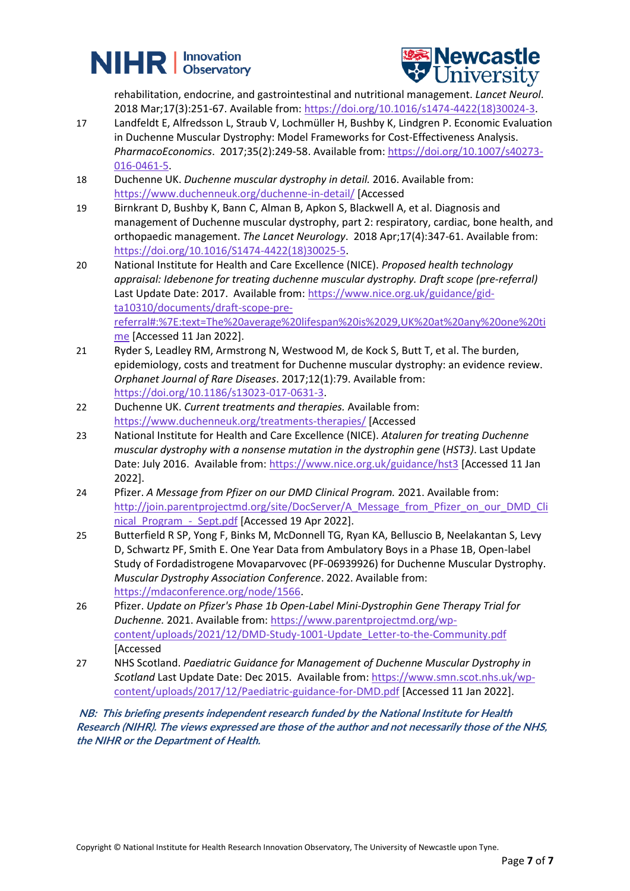rehabilitation, endocrine, and gastrointestinal and nutritional management. *Lancet Neurol*. 2018 Mar;17(3):251-67. Available from: https://doi.org/10.1016/s1474-4422(18)30024-3.

17 Landfeldt E, Alfredsson L, Straub V, Lochmüller H, Bushby K, Lindgren P. Economic Evaluation in Duchenne Muscular Dystrophy: Model Frameworks for Cost-Effectiveness Analysis. *PharmacoEconomics*. 2017;35(2):249-58. Available from: https://doi.org/10.1007/s40273-016-0461-5.

18 Duchenne UK. *Duchenne muscular dystrophy in detail.* 2016. Available from: https://www.duchenneuk.org/duchenne-in-detail/ [Accessed

19 Birnkrant D, Bushby K, Bann C, Alman B, Apkon S, Blackwell A, et al. Diagnosis and management of Duchenne muscular dystrophy, part 2: respiratory, cardiac, bone health, and orthopaedic management. *The Lancet Neurology*. 2018 Apr;17(4):347-61. Available from: https://doi.org/10.1016/S1474-4422(18)30025-5.

20 National Institute for Health and Care Excellence (NICE). *Proposed health technology appraisal: Idebenone for treating duchenne muscular dystrophy. Draft scope (pre-referral)* Last Update Date: 2017. Available from: https://www.nice.org.uk/guidance/gid-ta10310/documents/draft-scope-pre-referral#:%7E:text=The%20average%20lifespan%20is%2029,UK%20at%20any%20one%20time [Accessed 11 Jan 2022].

21 Ryder S, Leadley RM, Armstrong N, Westwood M, de Kock S, Butt T, et al. The burden, epidemiology, costs and treatment for Duchenne muscular dystrophy: an evidence review. *Orphanet Journal of Rare Diseases*. 2017;12(1):79. Available from: https://doi.org/10.1186/s13023-017-0631-3.

22 Duchenne UK. *Current treatments and therapies.* Available from: https://www.duchenneuk.org/treatments-therapies/ [Accessed

23 National Institute for Health and Care Excellence (NICE). *Ataluren for treating Duchenne muscular dystrophy with a nonsense mutation in the dystrophin gene* (*HST3)*. Last Update Date: July 2016. Available from: https://www.nice.org.uk/guidance/hst3 [Accessed 11 Jan 2022].

24 Pfizer. *A Message from Pfizer on our DMD Clinical Program.* 2021. Available from: http://join.parentprojectmd.org/site/DocServer/A_Message_from_Pfizer_on_our_DMD_Clinical_Program_-_Sept.pdf [Accessed 19 Apr 2022].

25 Butterfield R SP, Yong F, Binks M, McDonnell TG, Ryan KA, Belluscio B, Neelakantan S, Levy D, Schwartz PF, Smith E. One Year Data from Ambulatory Boys in a Phase 1B, Open-label Study of Fordadistrogene Movaparvovec (PF-06939926) for Duchenne Muscular Dystrophy. *Muscular Dystrophy Association Conference*. 2022. Available from: https://mdaconference.org/node/1566.

26 Pfizer. *Update on Pfizer's Phase 1b Open-Label Mini-Dystrophin Gene Therapy Trial for Duchenne.* 2021. Available from: https://www.parentprojectmd.org/wp-content/uploads/2021/12/DMD-Study-1001-Update_Letter-to-the-Community.pdf [Accessed

27 NHS Scotland. *Paediatric Guidance for Management of Duchenne Muscular Dystrophy in Scotland* Last Update Date: Dec 2015. Available from: https://www.smn.scot.nhs.uk/wp-content/uploads/2017/12/Paediatric-guidance-for-DMD.pdf [Accessed 11 Jan 2022].

***NB: This briefing presents independent research funded by the National Institute for Health Research (NIHR). The views expressed are those of the author and not necessarily those of the NHS, the NIHR or the Department of Health.***